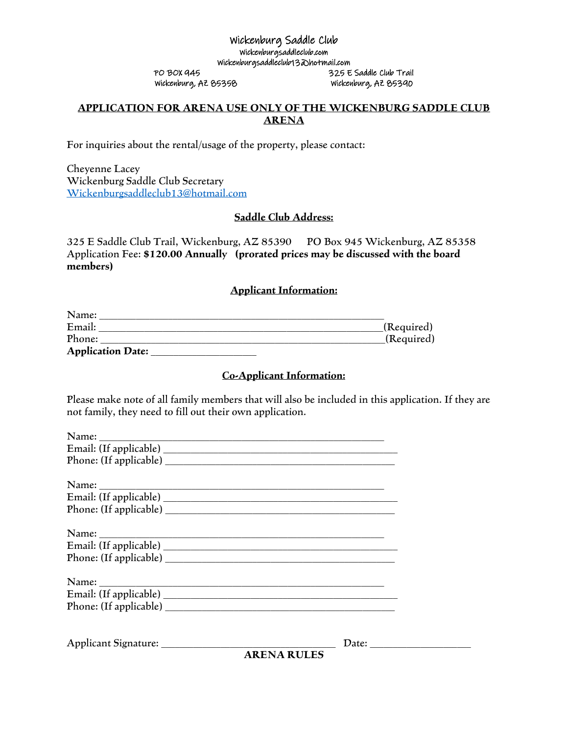Wickenburg Saddle Club
wickenburgsaddleclub.com
wickenburgsaddleclub13@hotmail.com

PO BOX 945
Wickenburg, AZ 85358

325 E Saddle Club Trail
Wickenburg, AZ 85390

## APPLICATION FOR ARENA USE ONLY OF THE WICKENBURG SADDLE CLUB ARENA

For inquiries about the rental/usage of the property, please contact:

Cheyenne Lacey
Wickenburg Saddle Club Secretary
Wickenburgsaddleclub13@hotmail.com

### Saddle Club Address:

325 E Saddle Club Trail, Wickenburg, AZ 85390      PO Box 945 Wickenburg, AZ 85358
Application Fee: **$120.00 Annually   (prorated prices may be discussed with the board members)**

### Applicant Information:

Name: ___________________________________________________
Email: ____________________________________________________(Required)
Phone: ____________________________________________________(Required)
**Application Date:** ___________________

### Co-Applicant Information:

Please make note of all family members that will also be included in this application. If they are not family, they need to fill out their own application.

Name: ___________________________________________________
Email: (If applicable) _________________________________________
Phone: (If applicable) _________________________________________

Name: ___________________________________________________
Email: (If applicable) _________________________________________
Phone: (If applicable) _________________________________________

Name: ___________________________________________________
Email: (If applicable) _________________________________________
Phone: (If applicable) _________________________________________

Name: ___________________________________________________
Email: (If applicable) _________________________________________
Phone: (If applicable) _________________________________________

Applicant Signature: ________________________________   Date: __________________

**ARENA RULES**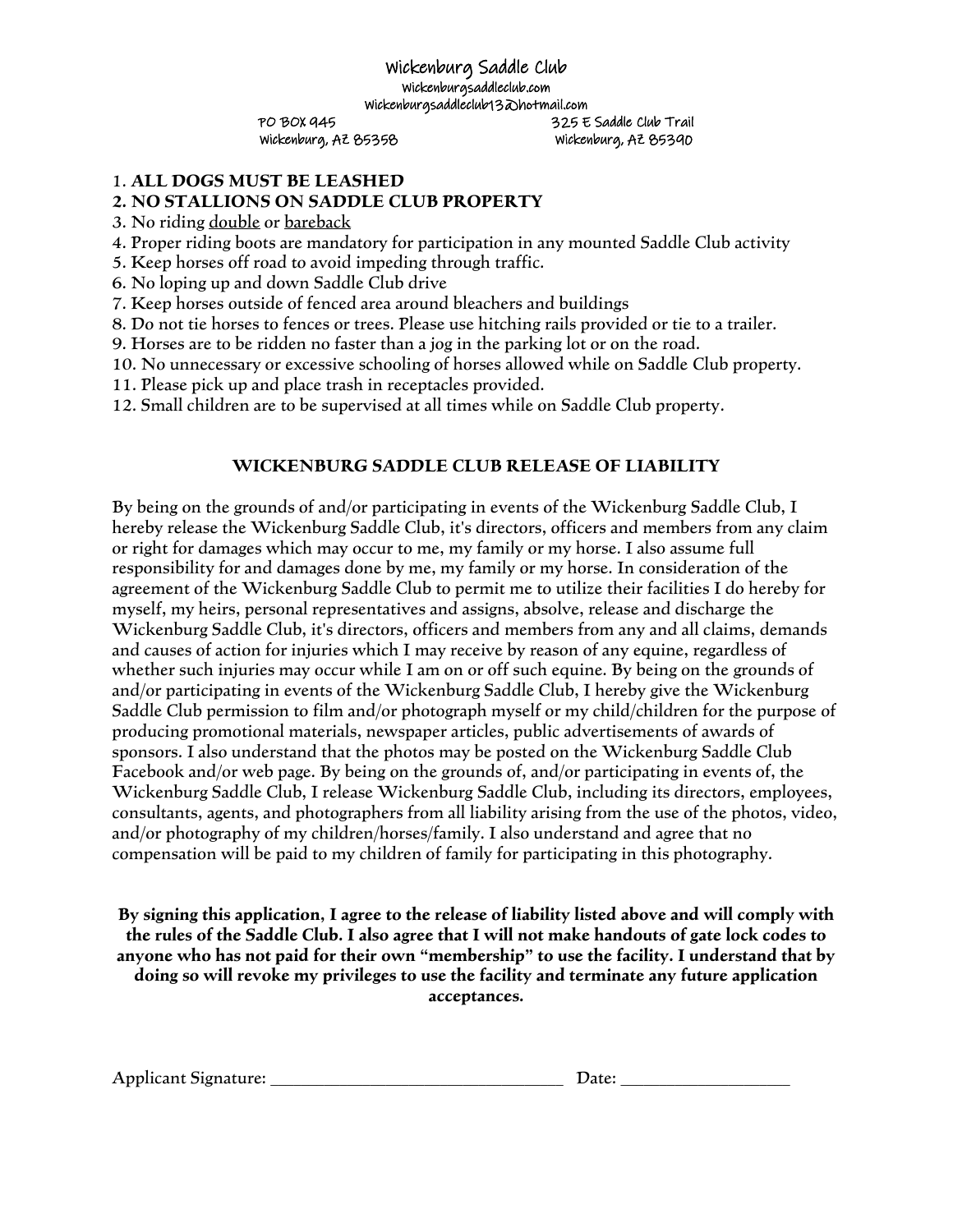Wickenburg Saddle Club
Wickenburgsaddleclub.com
Wickenburgsaddleclub13@hotmail.com

PO BOX 945
Wickenburg, AZ 85358

325 E Saddle Club Trail
Wickenburg, AZ 85390

1. **ALL DOGS MUST BE LEASHED**
2. **NO STALLIONS ON SADDLE CLUB PROPERTY**
3. No riding <u>double</u> or <u>bareback</u>
4. Proper riding boots are mandatory for participation in any mounted Saddle Club activity
5. Keep horses off road to avoid impeding through traffic.
6. No loping up and down Saddle Club drive
7. Keep horses outside of fenced area around bleachers and buildings
8. Do not tie horses to fences or trees. Please use hitching rails provided or tie to a trailer.
9. Horses are to be ridden no faster than a jog in the parking lot or on the road.
10. No unnecessary or excessive schooling of horses allowed while on Saddle Club property.
11. Please pick up and place trash in receptacles provided.
12. Small children are to be supervised at all times while on Saddle Club property.

## WICKENBURG SADDLE CLUB RELEASE OF LIABILITY

By being on the grounds of and/or participating in events of the Wickenburg Saddle Club, I hereby release the Wickenburg Saddle Club, it's directors, officers and members from any claim or right for damages which may occur to me, my family or my horse. I also assume full responsibility for and damages done by me, my family or my horse. In consideration of the agreement of the Wickenburg Saddle Club to permit me to utilize their facilities I do hereby for myself, my heirs, personal representatives and assigns, absolve, release and discharge the Wickenburg Saddle Club, it's directors, officers and members from any and all claims, demands and causes of action for injuries which I may receive by reason of any equine, regardless of whether such injuries may occur while I am on or off such equine. By being on the grounds of and/or participating in events of the Wickenburg Saddle Club, I hereby give the Wickenburg Saddle Club permission to film and/or photograph myself or my child/children for the purpose of producing promotional materials, newspaper articles, public advertisements of awards of sponsors. I also understand that the photos may be posted on the Wickenburg Saddle Club Facebook and/or web page. By being on the grounds of, and/or participating in events of, the Wickenburg Saddle Club, I release Wickenburg Saddle Club, including its directors, employees, consultants, agents, and photographers from all liability arising from the use of the photos, video, and/or photography of my children/horses/family. I also understand and agree that no compensation will be paid to my children of family for participating in this photography.

**By signing this application, I agree to the release of liability listed above and will comply with the rules of the Saddle Club. I also agree that I will not make handouts of gate lock codes to anyone who has not paid for their own "membership" to use the facility. I understand that by doing so will revoke my privileges to use the facility and terminate any future application acceptances.**

Applicant Signature: ______________________________ Date: __________________